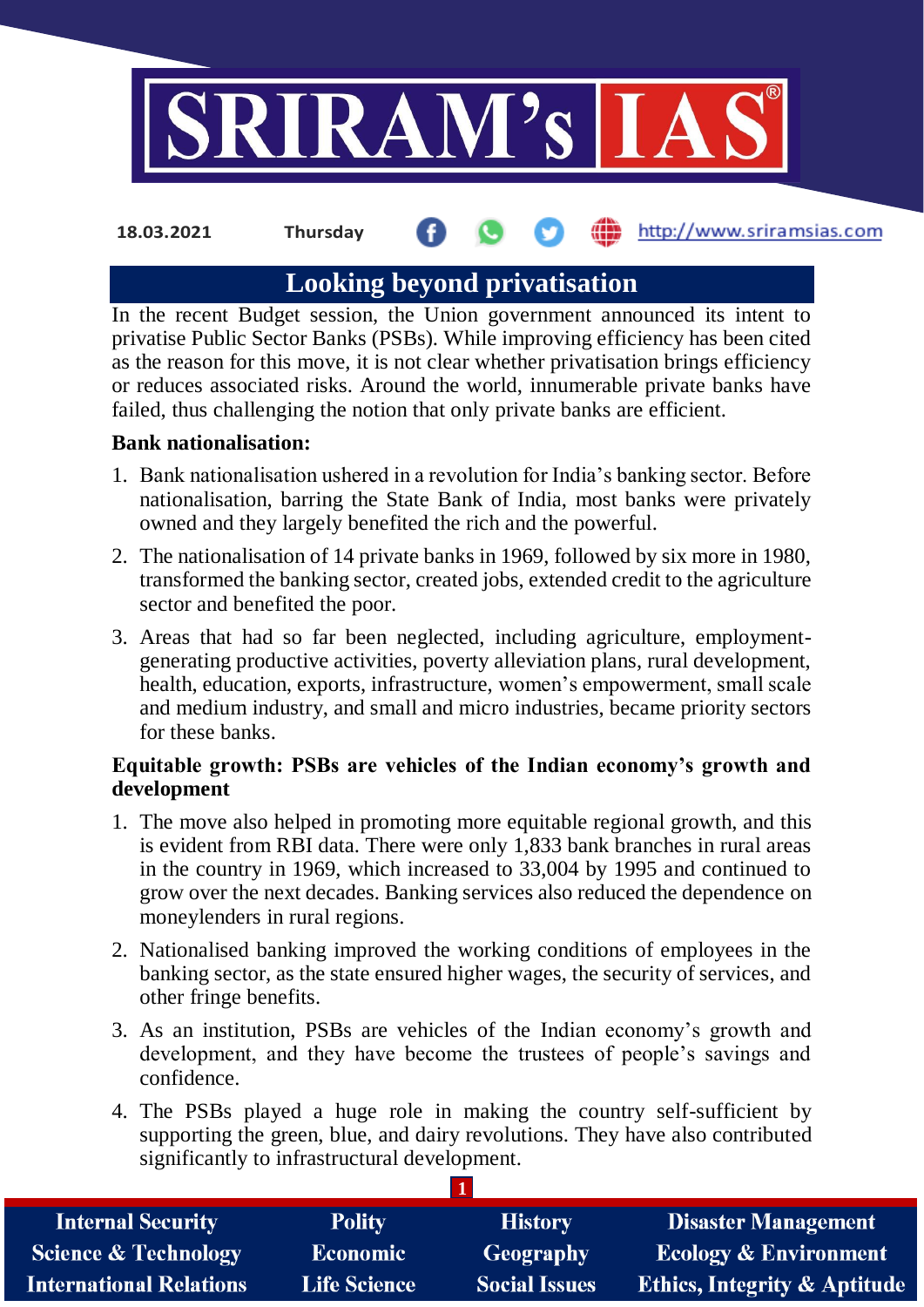18.03.2021 Thursday http://www.sriramsias.com

# Looking beyond privatisation

In the recent Budget session, the Union government announced its intent to privatise Public Sector Banks (PSBs). While improving efficiency has been cited as the reason for this move, it is not clear whether privatisation brings efficiency or reduces associated risks. Around the world, innumerable private banks have failed, thus challenging the notion that only private banks are efficient.

**Bank nationalisation:**

1. Bank nationalisation ushered in a revolution for India's banking sector. Before nationalisation, barring the State Bank of India, most banks were privately owned and they largely benefited the rich and the powerful.
2. The nationalisation of 14 private banks in 1969, followed by six more in 1980, transformed the banking sector, created jobs, extended credit to the agriculture sector and benefited the poor.
3. Areas that had so far been neglected, including agriculture, employment-generating productive activities, poverty alleviation plans, rural development, health, education, exports, infrastructure, women's empowerment, small scale and medium industry, and small and micro industries, became priority sectors for these banks.

**Equitable growth: PSBs are vehicles of the Indian economy's growth and development**

1. The move also helped in promoting more equitable regional growth, and this is evident from RBI data. There were only 1,833 bank branches in rural areas in the country in 1969, which increased to 33,004 by 1995 and continued to grow over the next decades. Banking services also reduced the dependence on moneylenders in rural regions.
2. Nationalised banking improved the working conditions of employees in the banking sector, as the state ensured higher wages, the security of services, and other fringe benefits.
3. As an institution, PSBs are vehicles of the Indian economy's growth and development, and they have become the trustees of people's savings and confidence.
4. The PSBs played a huge role in making the country self-sufficient by supporting the green, blue, and dairy revolutions. They have also contributed significantly to infrastructural development.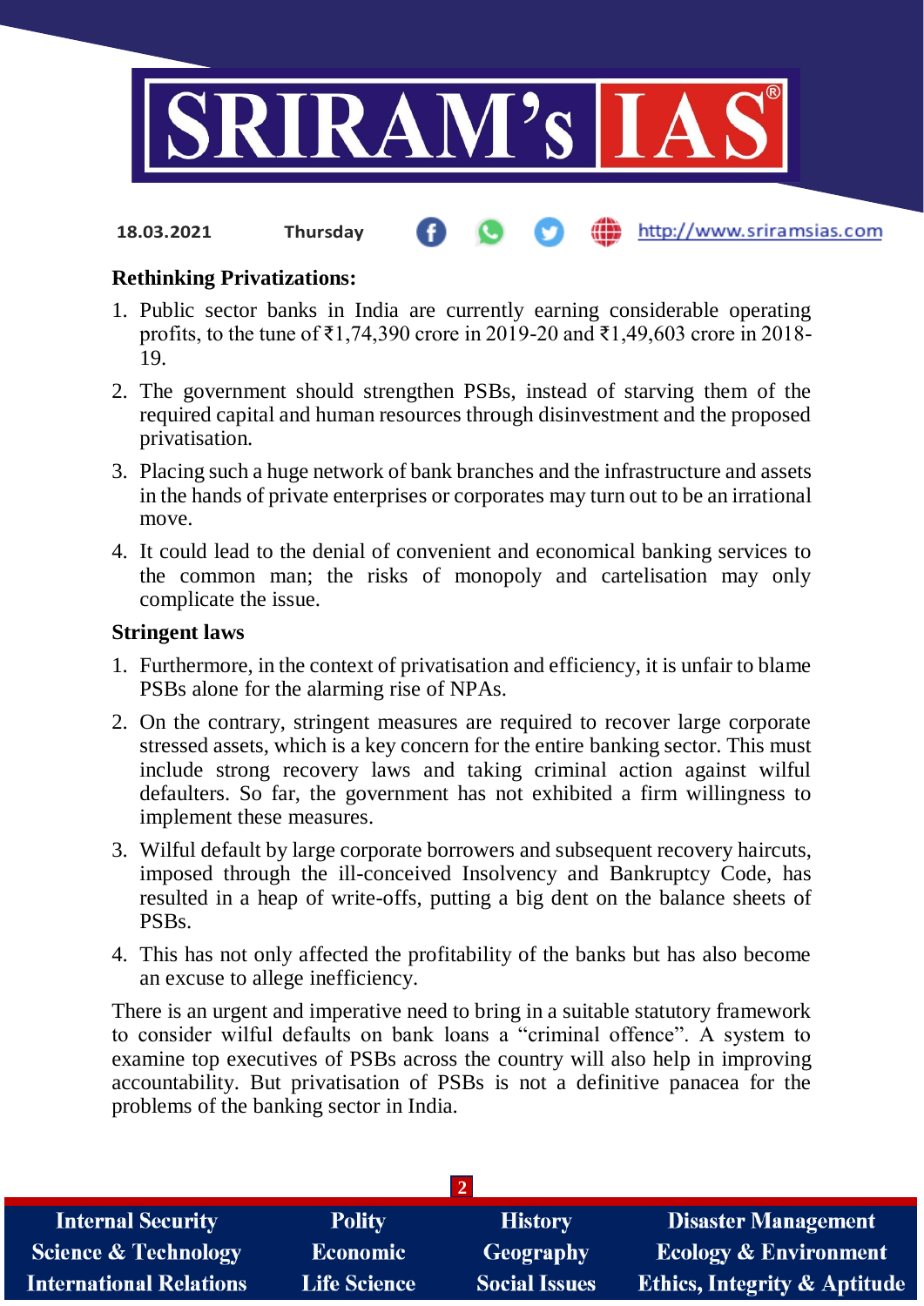**Rethinking Privatizations:**

1. Public sector banks in India are currently earning considerable operating profits, to the tune of ₹1,74,390 crore in 2019-20 and ₹1,49,603 crore in 2018-19.
2. The government should strengthen PSBs, instead of starving them of the required capital and human resources through disinvestment and the proposed privatisation.
3. Placing such a huge network of bank branches and the infrastructure and assets in the hands of private enterprises or corporates may turn out to be an irrational move.
4. It could lead to the denial of convenient and economical banking services to the common man; the risks of monopoly and cartelisation may only complicate the issue.

**Stringent laws**

1. Furthermore, in the context of privatisation and efficiency, it is unfair to blame PSBs alone for the alarming rise of NPAs.
2. On the contrary, stringent measures are required to recover large corporate stressed assets, which is a key concern for the entire banking sector. This must include strong recovery laws and taking criminal action against wilful defaulters. So far, the government has not exhibited a firm willingness to implement these measures.
3. Wilful default by large corporate borrowers and subsequent recovery haircuts, imposed through the ill-conceived Insolvency and Bankruptcy Code, has resulted in a heap of write-offs, putting a big dent on the balance sheets of PSBs.
4. This has not only affected the profitability of the banks but has also become an excuse to allege inefficiency.

There is an urgent and imperative need to bring in a suitable statutory framework to consider wilful defaults on bank loans a "criminal offence". A system to examine top executives of PSBs across the country will also help in improving accountability. But privatisation of PSBs is not a definitive panacea for the problems of the banking sector in India.